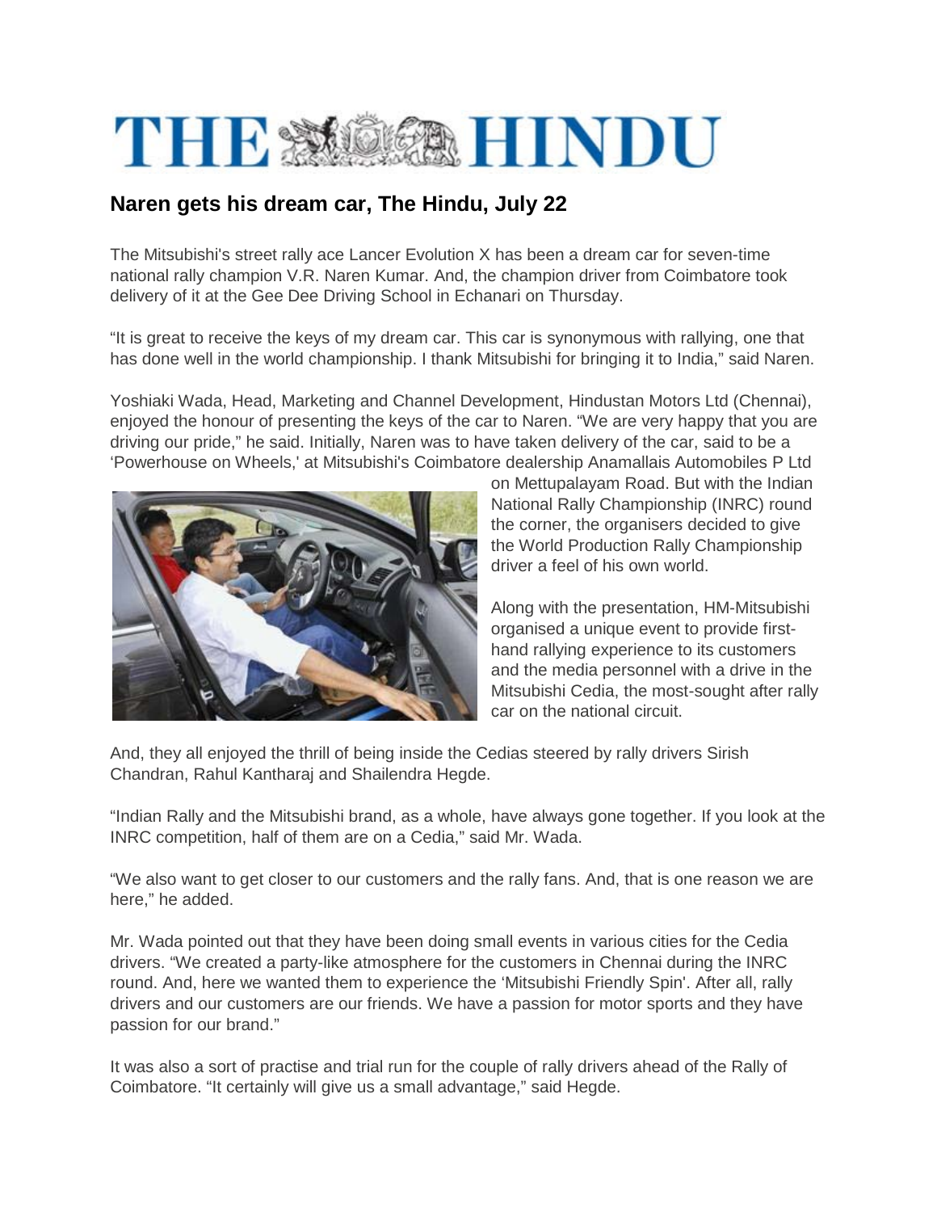# THE HINDU

## Naren gets his dream car, The Hindu, July 22

The Mitsubishi's street rally ace Lancer Evolution X has been a dream car for seven-time national rally champion V.R. Naren Kumar. And, the champion driver from Coimbatore took delivery of it at the Gee Dee Driving School in Echanari on Thursday.

"It is great to receive the keys of my dream car. This car is synonymous with rallying, one that has done well in the world championship. I thank Mitsubishi for bringing it to India," said Naren.

Yoshiaki Wada, Head, Marketing and Channel Development, Hindustan Motors Ltd (Chennai), enjoyed the honour of presenting the keys of the car to Naren. "We are very happy that you are driving our pride," he said. Initially, Naren was to have taken delivery of the car, said to be a 'Powerhouse on Wheels,' at Mitsubishi's Coimbatore dealership Anamallais Automobiles P Ltd on Mettupalayam Road. But with the Indian National Rally Championship (INRC) round the corner, the organisers decided to give the World Production Rally Championship driver a feel of his own world.

Along with the presentation, HM-Mitsubishi organised a unique event to provide first-hand rallying experience to its customers and the media personnel with a drive in the Mitsubishi Cedia, the most-sought after rally car on the national circuit.

And, they all enjoyed the thrill of being inside the Cedias steered by rally drivers Sirish Chandran, Rahul Kantharaj and Shailendra Hegde.

"Indian Rally and the Mitsubishi brand, as a whole, have always gone together. If you look at the INRC competition, half of them are on a Cedia," said Mr. Wada.

"We also want to get closer to our customers and the rally fans. And, that is one reason we are here," he added.

Mr. Wada pointed out that they have been doing small events in various cities for the Cedia drivers. "We created a party-like atmosphere for the customers in Chennai during the INRC round. And, here we wanted them to experience the 'Mitsubishi Friendly Spin'. After all, rally drivers and our customers are our friends. We have a passion for motor sports and they have passion for our brand."

It was also a sort of practise and trial run for the couple of rally drivers ahead of the Rally of Coimbatore. "It certainly will give us a small advantage," said Hegde.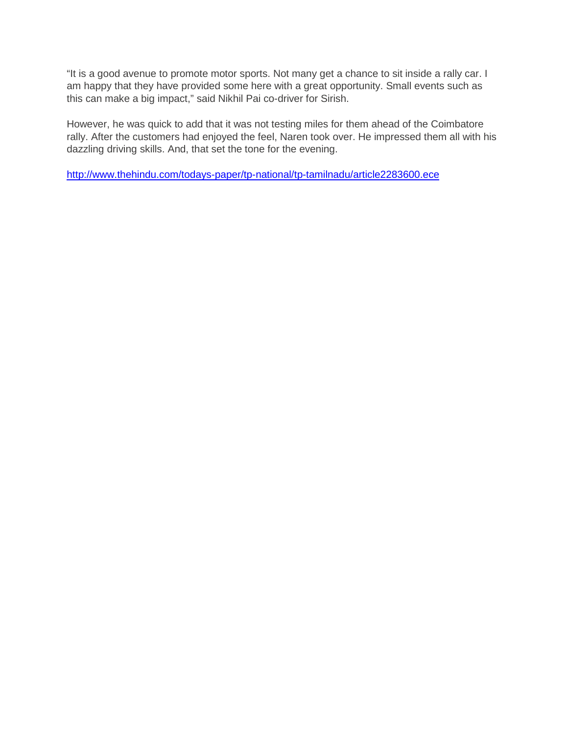"It is a good avenue to promote motor sports. Not many get a chance to sit inside a rally car. I am happy that they have provided some here with a great opportunity. Small events such as this can make a big impact," said Nikhil Pai co-driver for Sirish.

However, he was quick to add that it was not testing miles for them ahead of the Coimbatore rally. After the customers had enjoyed the feel, Naren took over. He impressed them all with his dazzling driving skills. And, that set the tone for the evening.

[http://www.thehindu.com/todays-paper/tp-national/tp-tamilnadu/article2283600.ece](http://www.thehindu.com/todays-paper/tp-national/tp-tamilnadu/article2283600.ece)